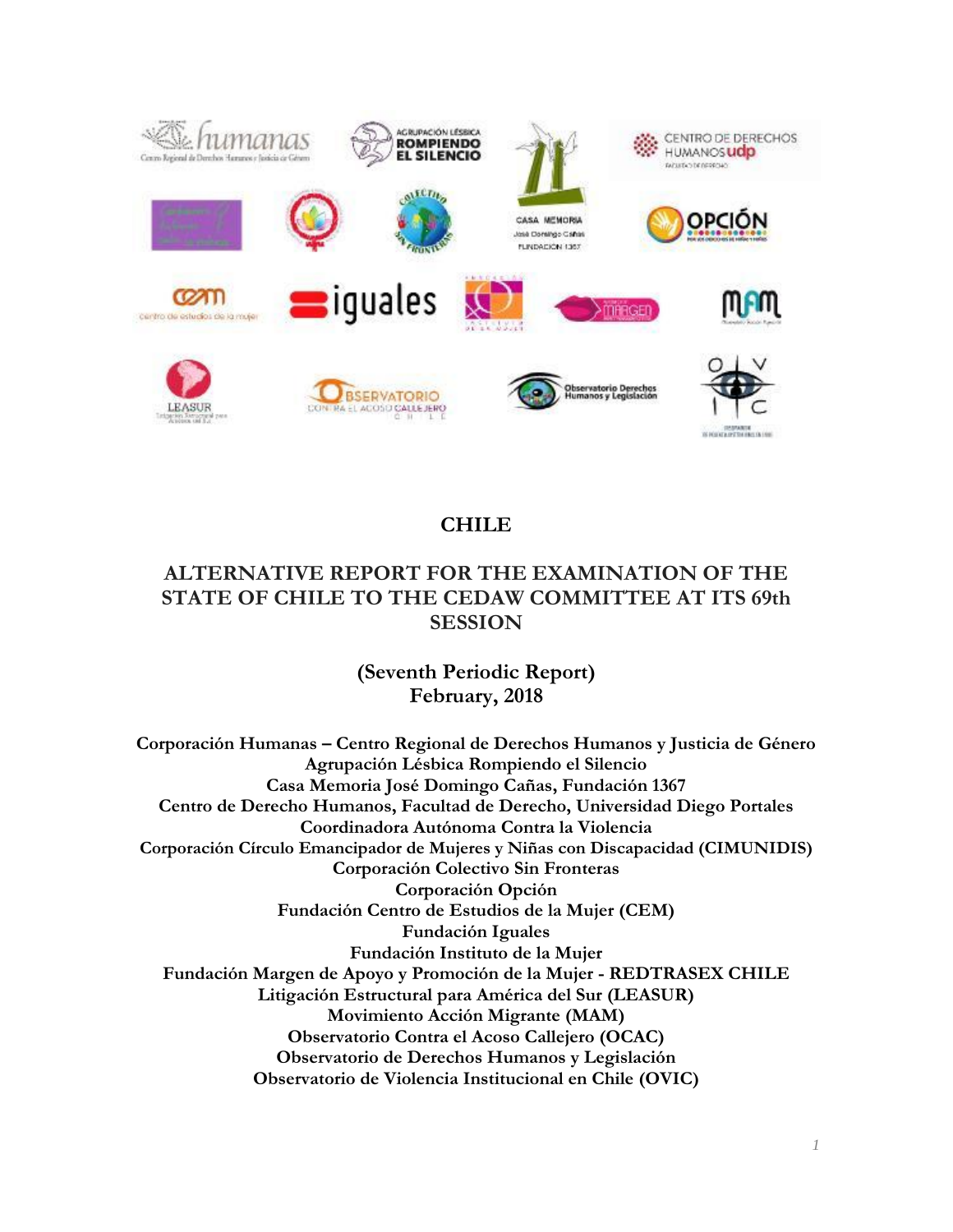# CHILE

## ALTERNATIVE REPORT FOR THE EXAMINATION OF THE STATE OF CHILE TO THE CEDAW COMMITTEE AT ITS 69th SESSION

**(Seventh Periodic Report)**
**February, 2018**

**Corporación Humanas – Centro Regional de Derechos Humanos y Justicia de Género**
**Agrupación Lésbica Rompiendo el Silencio**
**Casa Memoria José Domingo Cañas, Fundación 1367**
**Centro de Derecho Humanos, Facultad de Derecho, Universidad Diego Portales**
**Coordinadora Autónoma Contra la Violencia**
**Corporación Círculo Emancipador de Mujeres y Niñas con Discapacidad (CIMUNIDIS)**
**Corporación Colectivo Sin Fronteras**
**Corporación Opción**
**Fundación Centro de Estudios de la Mujer (CEM)**
**Fundación Iguales**
**Fundación Instituto de la Mujer**
**Fundación Margen de Apoyo y Promoción de la Mujer - REDTRASEX CHILE**
**Litigación Estructural para América del Sur (LEASUR)**
**Movimiento Acción Migrante (MAM)**
**Observatorio Contra el Acoso Callejero (OCAC)**
**Observatorio de Derechos Humanos y Legislación**
**Observatorio de Violencia Institucional en Chile (OVIC)**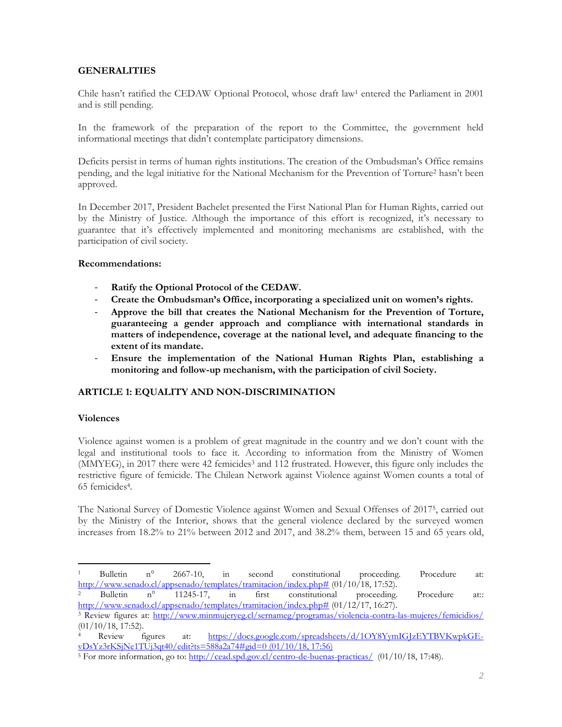## GENERALITIES

Chile hasn't ratified the CEDAW Optional Protocol, whose draft law[1] entered the Parliament in 2001 and is still pending.

In the framework of the preparation of the report to the Committee, the government held informational meetings that didn't contemplate participatory dimensions.

Deficits persist in terms of human rights institutions. The creation of the Ombudsman's Office remains pending, and the legal initiative for the National Mechanism for the Prevention of Torture[2] hasn't been approved.

In December 2017, President Bachelet presented the First National Plan for Human Rights, carried out by the Ministry of Justice. Although the importance of this effort is recognized, it's necessary to guarantee that it's effectively implemented and monitoring mechanisms are established, with the participation of civil society.

**Recommendations:**

- **Ratify the Optional Protocol of the CEDAW.**
- **Create the Ombudsman's Office, incorporating a specialized unit on women's rights.**
- **Approve the bill that creates the National Mechanism for the Prevention of Torture, guaranteeing a gender approach and compliance with international standards in matters of independence, coverage at the national level, and adequate financing to the extent of its mandate.**
- **Ensure the implementation of the National Human Rights Plan, establishing a monitoring and follow-up mechanism, with the participation of civil Society.**

## ARTICLE 1: EQUALITY AND NON-DISCRIMINATION

### Violences

Violence against women is a problem of great magnitude in the country and we don't count with the legal and institutional tools to face it. According to information from the Ministry of Women (MMYEG), in 2017 there were 42 femicides[3] and 112 frustrated. However, this figure only includes the restrictive figure of femicide. The Chilean Network against Violence against Women counts a total of 65 femicides[4].

The National Survey of Domestic Violence against Women and Sexual Offenses of 2017[5], carried out by the Ministry of the Interior, shows that the general violence declared by the surveyed women increases from 18.2% to 21% between 2012 and 2017, and 38.2% them, between 15 and 65 years old,

---

[1] Bulletin n° 2667-10, in second constitutional proceeding. Procedure at: http://www.senado.cl/appsenado/templates/tramitacion/index.php# (01/10/18, 17:52).

[2] Bulletin n° 11245-17, in first constitutional proceeding. Procedure at:: http://www.senado.cl/appsenado/templates/tramitacion/index.php# (01/12/17, 16:27).

[3] Review figures at: http://www.minmujeryeg.cl/sernameg/programas/violencia-contra-las-mujeres/femicidios/ (01/10/18, 17:52).

[4] Review figures at: https://docs.google.com/spreadsheets/d/1OY8YymIGJzEYTBVKwpkGE-vDsYz3rKSjNe1TUj3qt40/edit?ts=588a2a74#gid=0 (01/10/18, 17:56)

[5] For more information, go to: http://cead.spd.gov.cl/centro-de-buenas-practicas/ (01/10/18, 17:48).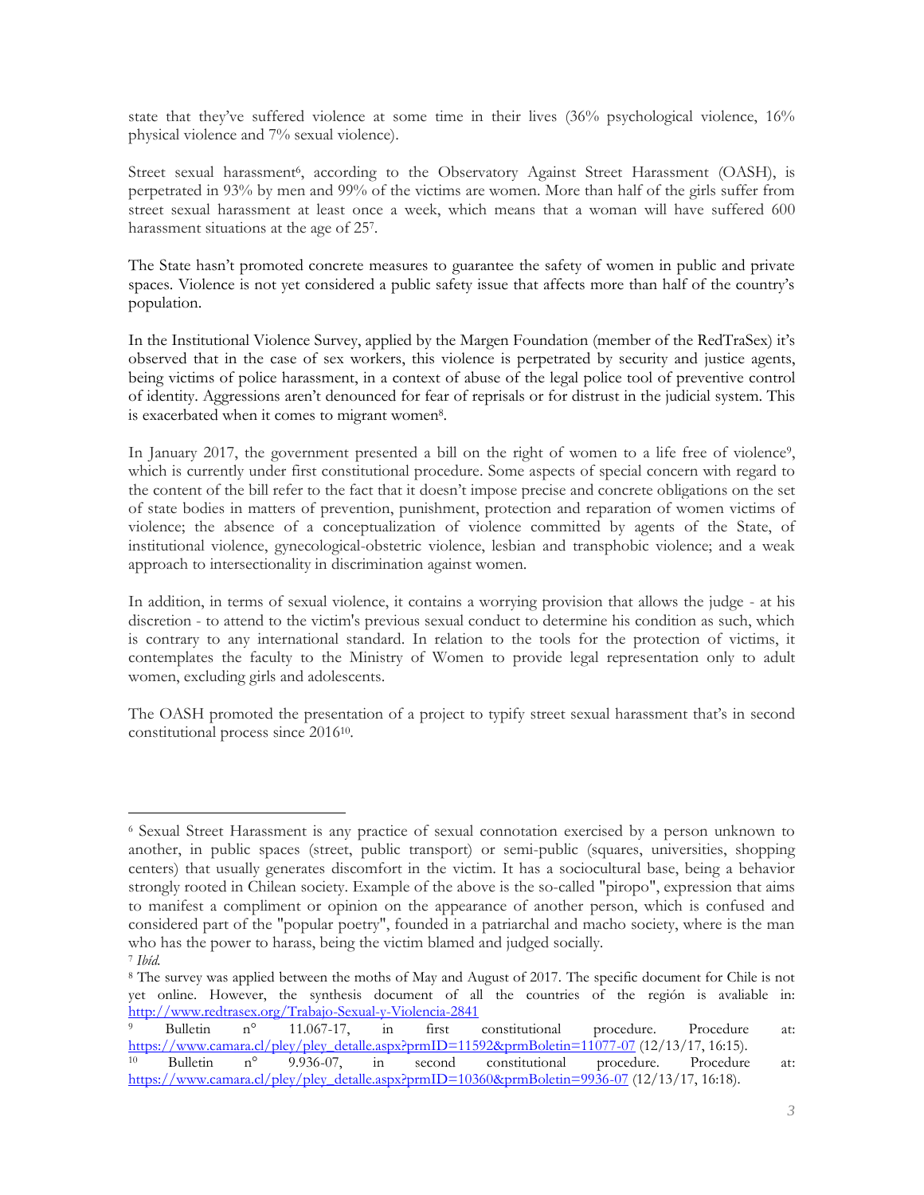state that they've suffered violence at some time in their lives (36% psychological violence, 16% physical violence and 7% sexual violence).

Street sexual harassment[6], according to the Observatory Against Street Harassment (OASH), is perpetrated in 93% by men and 99% of the victims are women. More than half of the girls suffer from street sexual harassment at least once a week, which means that a woman will have suffered 600 harassment situations at the age of 25[7].

The State hasn't promoted concrete measures to guarantee the safety of women in public and private spaces. Violence is not yet considered a public safety issue that affects more than half of the country's population.

In the Institutional Violence Survey, applied by the Margen Foundation (member of the RedTraSex) it's observed that in the case of sex workers, this violence is perpetrated by security and justice agents, being victims of police harassment, in a context of abuse of the legal police tool of preventive control of identity. Aggressions aren't denounced for fear of reprisals or for distrust in the judicial system. This is exacerbated when it comes to migrant women[8].

In January 2017, the government presented a bill on the right of women to a life free of violence[9], which is currently under first constitutional procedure. Some aspects of special concern with regard to the content of the bill refer to the fact that it doesn't impose precise and concrete obligations on the set of state bodies in matters of prevention, punishment, protection and reparation of women victims of violence; the absence of a conceptualization of violence committed by agents of the State, of institutional violence, gynecological-obstetric violence, lesbian and transphobic violence; and a weak approach to intersectionality in discrimination against women.

In addition, in terms of sexual violence, it contains a worrying provision that allows the judge - at his discretion - to attend to the victim's previous sexual conduct to determine his condition as such, which is contrary to any international standard. In relation to the tools for the protection of victims, it contemplates the faculty to the Ministry of Women to provide legal representation only to adult women, excluding girls and adolescents.

The OASH promoted the presentation of a project to typify street sexual harassment that's in second constitutional process since 2016[10].

---

[6] Sexual Street Harassment is any practice of sexual connotation exercised by a person unknown to another, in public spaces (street, public transport) or semi-public (squares, universities, shopping centers) that usually generates discomfort in the victim. It has a sociocultural base, being a behavior strongly rooted in Chilean society. Example of the above is the so-called "piropo", expression that aims to manifest a compliment or opinion on the appearance of another person, which is confused and considered part of the "popular poetry", founded in a patriarchal and macho society, where is the man who has the power to harass, being the victim blamed and judged socially.

[7] *Ibíd.*

[8] The survey was applied between the moths of May and August of 2017. The specific document for Chile is not yet online. However, the synthesis document of all the countries of the región is avaliable in: http://www.redtrasex.org/Trabajo-Sexual-y-Violencia-2841

[9] Bulletin n° 11.067-17, in first constitutional procedure. Procedure at: https://www.camara.cl/pley/pley_detalle.aspx?prmID=11592&prmBoletin=11077-07 (12/13/17, 16:15).

[10] Bulletin n° 9.936-07, in second constitutional procedure. Procedure at: https://www.camara.cl/pley/pley_detalle.aspx?prmID=10360&prmBoletin=9936-07 (12/13/17, 16:18).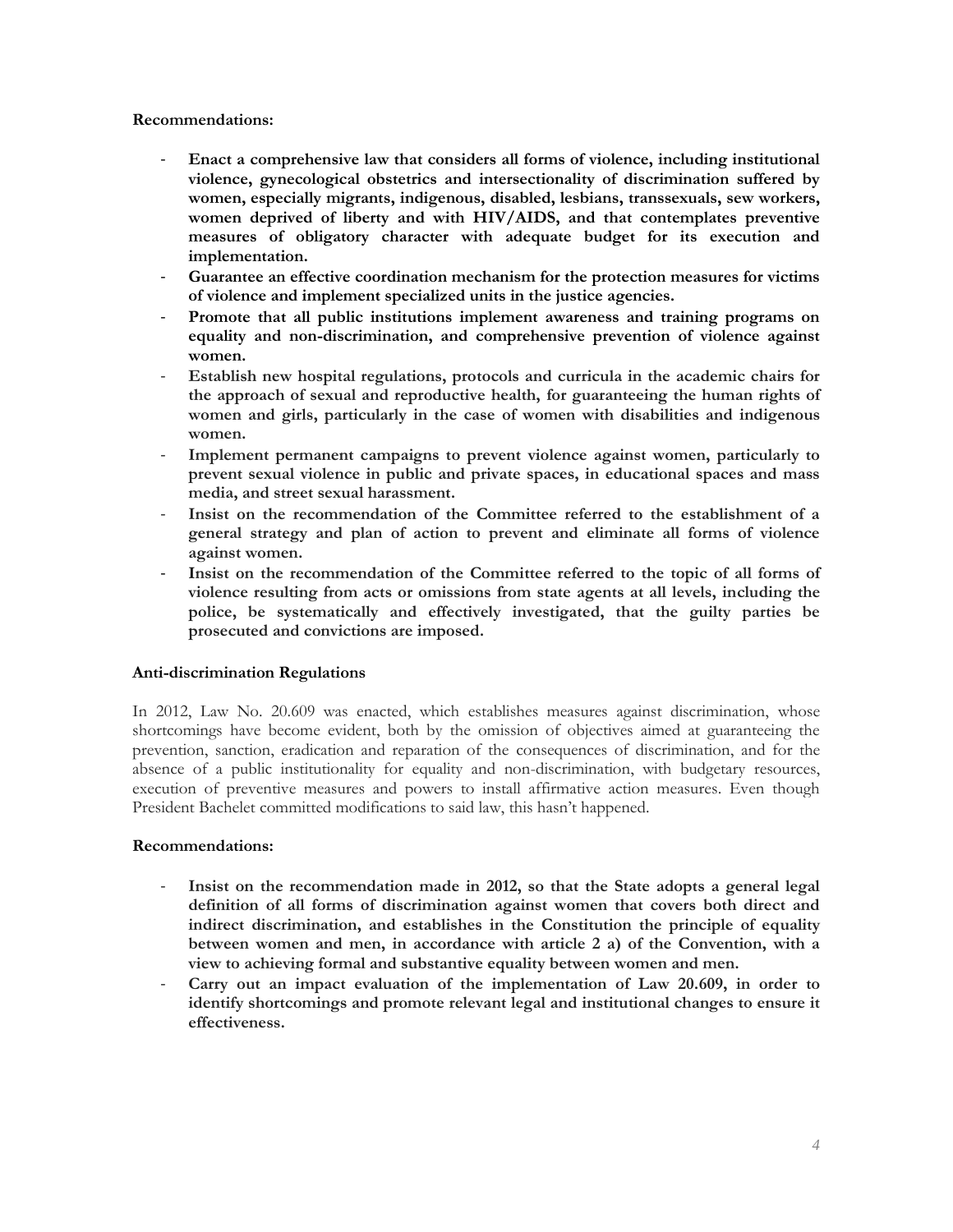**Recommendations:**

- **Enact a comprehensive law that considers all forms of violence, including institutional violence, gynecological obstetrics and intersectionality of discrimination suffered by women, especially migrants, indigenous, disabled, lesbians, transsexuals, sew workers, women deprived of liberty and with HIV/AIDS, and that contemplates preventive measures of obligatory character with adequate budget for its execution and implementation.**
- **Guarantee an effective coordination mechanism for the protection measures for victims of violence and implement specialized units in the justice agencies.**
- **Promote that all public institutions implement awareness and training programs on equality and non-discrimination, and comprehensive prevention of violence against women.**
- **Establish new hospital regulations, protocols and curricula in the academic chairs for the approach of sexual and reproductive health, for guaranteeing the human rights of women and girls, particularly in the case of women with disabilities and indigenous women.**
- **Implement permanent campaigns to prevent violence against women, particularly to prevent sexual violence in public and private spaces, in educational spaces and mass media, and street sexual harassment.**
- **Insist on the recommendation of the Committee referred to the establishment of a general strategy and plan of action to prevent and eliminate all forms of violence against women.**
- **Insist on the recommendation of the Committee referred to the topic of all forms of violence resulting from acts or omissions from state agents at all levels, including the police, be systematically and effectively investigated, that the guilty parties be prosecuted and convictions are imposed.**

**Anti-discrimination Regulations**

In 2012, Law No. 20.609 was enacted, which establishes measures against discrimination, whose shortcomings have become evident, both by the omission of objectives aimed at guaranteeing the prevention, sanction, eradication and reparation of the consequences of discrimination, and for the absence of a public institutionality for equality and non-discrimination, with budgetary resources, execution of preventive measures and powers to install affirmative action measures. Even though President Bachelet committed modifications to said law, this hasn't happened.

**Recommendations:**

- **Insist on the recommendation made in 2012, so that the State adopts a general legal definition of all forms of discrimination against women that covers both direct and indirect discrimination, and establishes in the Constitution the principle of equality between women and men, in accordance with article 2 a) of the Convention, with a view to achieving formal and substantive equality between women and men.**
- **Carry out an impact evaluation of the implementation of Law 20.609, in order to identify shortcomings and promote relevant legal and institutional changes to ensure it effectiveness.**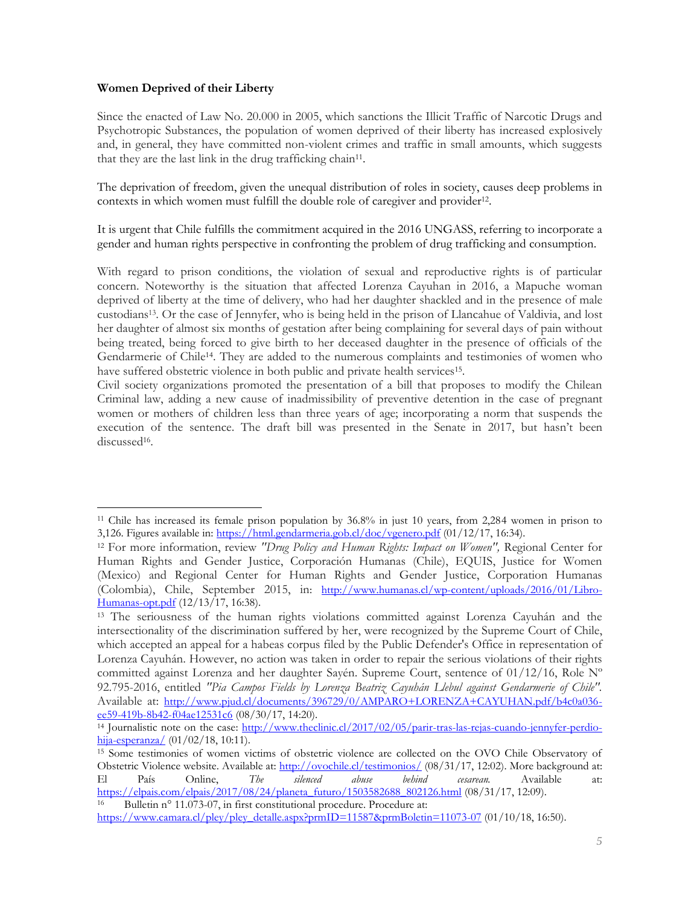**Women Deprived of their Liberty**

Since the enacted of Law No. 20.000 in 2005, which sanctions the Illicit Traffic of Narcotic Drugs and Psychotropic Substances, the population of women deprived of their liberty has increased explosively and, in general, they have committed non-violent crimes and traffic in small amounts, which suggests that they are the last link in the drug trafficking chain[11].

The deprivation of freedom, given the unequal distribution of roles in society, causes deep problems in contexts in which women must fulfill the double role of caregiver and provider[12].

It is urgent that Chile fulfills the commitment acquired in the 2016 UNGASS, referring to incorporate a gender and human rights perspective in confronting the problem of drug trafficking and consumption.

With regard to prison conditions, the violation of sexual and reproductive rights is of particular concern. Noteworthy is the situation that affected Lorenza Cayuhan in 2016, a Mapuche woman deprived of liberty at the time of delivery, who had her daughter shackled and in the presence of male custodians[13]. Or the case of Jennyfer, who is being held in the prison of Llancahue of Valdivia, and lost her daughter of almost six months of gestation after being complaining for several days of pain without being treated, being forced to give birth to her deceased daughter in the presence of officials of the Gendarmerie of Chile[14]. They are added to the numerous complaints and testimonies of women who have suffered obstetric violence in both public and private health services[15].

Civil society organizations promoted the presentation of a bill that proposes to modify the Chilean Criminal law, adding a new cause of inadmissibility of preventive detention in the case of pregnant women or mothers of children less than three years of age; incorporating a norm that suspends the execution of the sentence. The draft bill was presented in the Senate in 2017, but hasn't been discussed[16].

---

[11] Chile has increased its female prison population by 36.8% in just 10 years, from 2,284 women in prison to 3,126. Figures available in: https://html.gendarmeria.gob.cl/doc/vgenero.pdf (01/12/17, 16:34).

[12] For more information, review *"Drug Policy and Human Rights: Impact on Women",* Regional Center for Human Rights and Gender Justice, Corporación Humanas (Chile), EQUIS, Justice for Women (Mexico) and Regional Center for Human Rights and Gender Justice, Corporation Humanas (Colombia), Chile, September 2015, in: http://www.humanas.cl/wp-content/uploads/2016/01/Libro-Humanas-opt.pdf (12/13/17, 16:38).

[13] The seriousness of the human rights violations committed against Lorenza Cayuhán and the intersectionality of the discrimination suffered by her, were recognized by the Supreme Court of Chile, which accepted an appeal for a habeas corpus filed by the Public Defender's Office in representation of Lorenza Cayuhán. However, no action was taken in order to repair the serious violations of their rights committed against Lorenza and her daughter Sayén. Supreme Court, sentence of 01/12/16, Role Nº 92.795-2016, entitled *"Pia Campos Fields by Lorenza Beatriz Cayuhán Llebul against Gendarmerie of Chile"*. Available at: http://www.pjud.cl/documents/396729/0/AMPARO+LORENZA+CAYUHAN.pdf/b4c0a036-ee59-419b-8b42-f04ae12531c6 (08/30/17, 14:20).

[14] Journalistic note on the case: http://www.theclinic.cl/2017/02/05/parir-tras-las-rejas-cuando-jennyfer-perdio-hija-esperanza/ (01/02/18, 10:11).

[15] Some testimonies of women victims of obstetric violence are collected on the OVO Chile Observatory of Obstetric Violence website. Available at: http://ovochile.cl/testimonios/ (08/31/17, 12:02). More background at: El País Online, *The silenced abuse behind cesarean.* Available at: https://elpais.com/elpais/2017/08/24/planeta_futuro/1503582688_802126.html (08/31/17, 12:09).

[16] Bulletin n° 11.073-07, in first constitutional procedure. Procedure at: https://www.camara.cl/pley/pley_detalle.aspx?prmID=11587&prmBoletin=11073-07 (01/10/18, 16:50).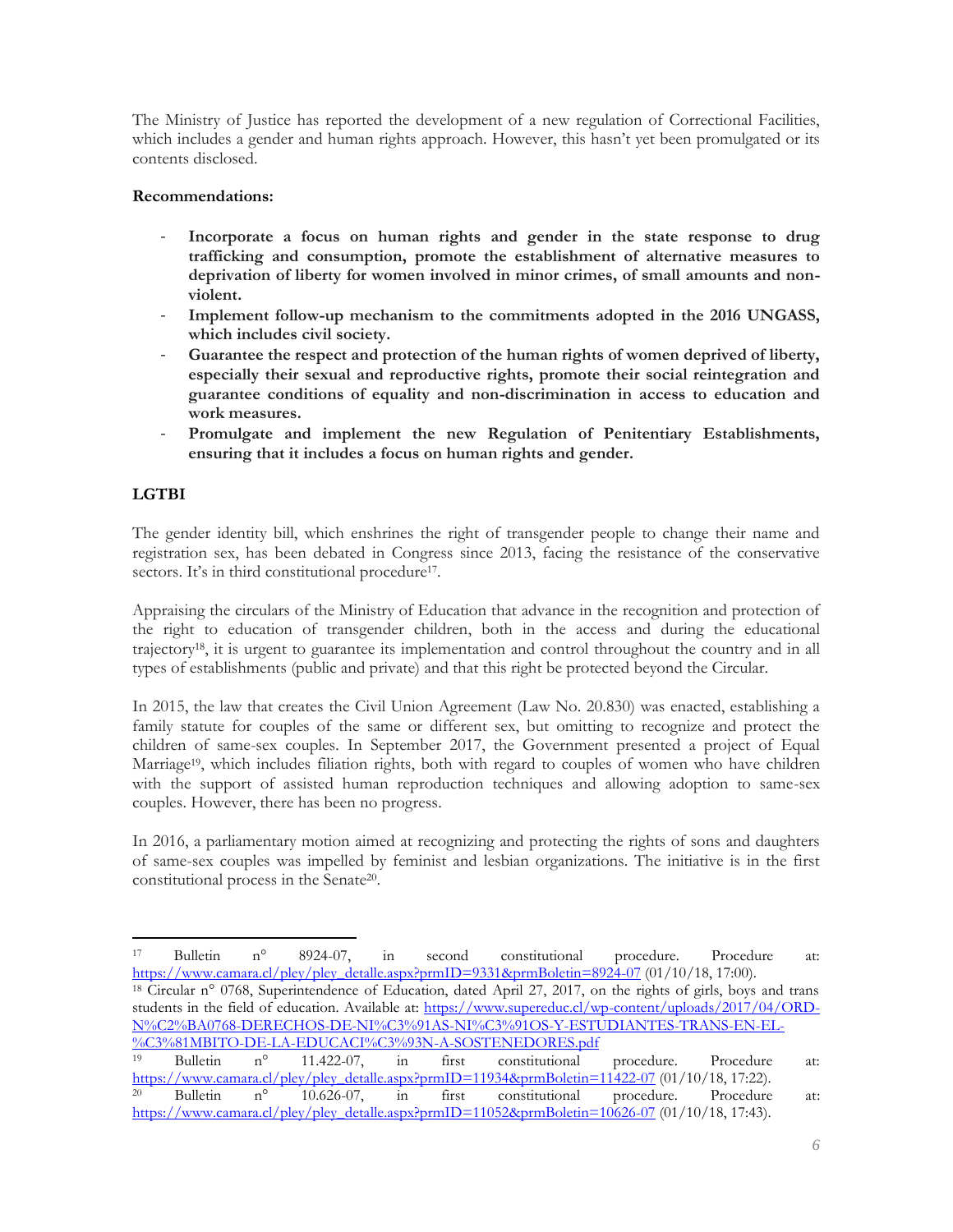The Ministry of Justice has reported the development of a new regulation of Correctional Facilities, which includes a gender and human rights approach. However, this hasn't yet been promulgated or its contents disclosed.

**Recommendations:**

- **Incorporate a focus on human rights and gender in the state response to drug trafficking and consumption, promote the establishment of alternative measures to deprivation of liberty for women involved in minor crimes, of small amounts and non-violent.**
- **Implement follow-up mechanism to the commitments adopted in the 2016 UNGASS, which includes civil society.**
- **Guarantee the respect and protection of the human rights of women deprived of liberty, especially their sexual and reproductive rights, promote their social reintegration and guarantee conditions of equality and non-discrimination in access to education and work measures.**
- **Promulgate and implement the new Regulation of Penitentiary Establishments, ensuring that it includes a focus on human rights and gender.**

## LGTBI

The gender identity bill, which enshrines the right of transgender people to change their name and registration sex, has been debated in Congress since 2013, facing the resistance of the conservative sectors. It's in third constitutional procedure[17].

Appraising the circulars of the Ministry of Education that advance in the recognition and protection of the right to education of transgender children, both in the access and during the educational trajectory[18], it is urgent to guarantee its implementation and control throughout the country and in all types of establishments (public and private) and that this right be protected beyond the Circular.

In 2015, the law that creates the Civil Union Agreement (Law No. 20.830) was enacted, establishing a family statute for couples of the same or different sex, but omitting to recognize and protect the children of same-sex couples. In September 2017, the Government presented a project of Equal Marriage[19], which includes filiation rights, both with regard to couples of women who have children with the support of assisted human reproduction techniques and allowing adoption to same-sex couples. However, there has been no progress.

In 2016, a parliamentary motion aimed at recognizing and protecting the rights of sons and daughters of same-sex couples was impelled by feminist and lesbian organizations. The initiative is in the first constitutional process in the Senate[20].

---

[17] Bulletin n° 8924-07, in second constitutional procedure. Procedure at: https://www.camara.cl/pley/pley_detalle.aspx?prmID=9331&prmBoletin=8924-07 (01/10/18, 17:00).

[18] Circular n° 0768, Superintendence of Education, dated April 27, 2017, on the rights of girls, boys and trans students in the field of education. Available at: https://www.supereduc.cl/wp-content/uploads/2017/04/ORD-N%C2%BA0768-DERECHOS-DE-NI%C3%91AS-NI%C3%91OS-Y-ESTUDIANTES-TRANS-EN-EL-%C3%81MBITO-DE-LA-EDUCACI%C3%93N-A-SOSTENEDORES.pdf

[19] Bulletin n° 11.422-07, in first constitutional procedure. Procedure at: https://www.camara.cl/pley/pley_detalle.aspx?prmID=11934&prmBoletin=11422-07 (01/10/18, 17:22).

[20] Bulletin n° 10.626-07, in first constitutional procedure. Procedure at: https://www.camara.cl/pley/pley_detalle.aspx?prmID=11052&prmBoletin=10626-07 (01/10/18, 17:43).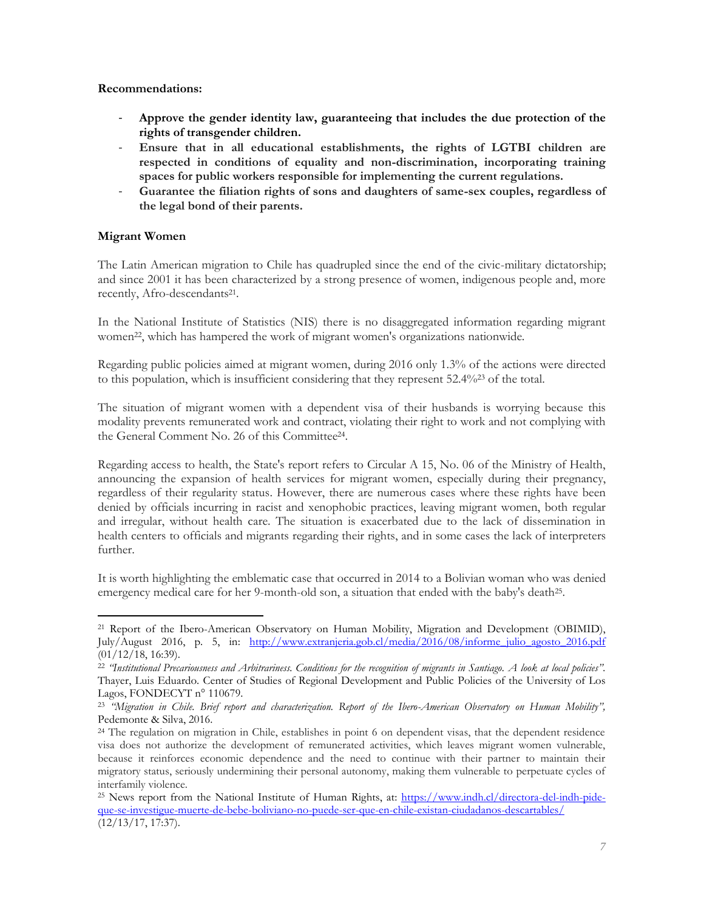**Recommendations:**

- **Approve the gender identity law, guaranteeing that includes the due protection of the rights of transgender children.**
- **Ensure that in all educational establishments, the rights of LGTBI children are respected in conditions of equality and non-discrimination, incorporating training spaces for public workers responsible for implementing the current regulations.**
- **Guarantee the filiation rights of sons and daughters of same-sex couples, regardless of the legal bond of their parents.**

**Migrant Women**

The Latin American migration to Chile has quadrupled since the end of the civic-military dictatorship; and since 2001 it has been characterized by a strong presence of women, indigenous people and, more recently, Afro-descendants[21].

In the National Institute of Statistics (NIS) there is no disaggregated information regarding migrant women[22], which has hampered the work of migrant women's organizations nationwide.

Regarding public policies aimed at migrant women, during 2016 only 1.3% of the actions were directed to this population, which is insufficient considering that they represent 52.4%[23] of the total.

The situation of migrant women with a dependent visa of their husbands is worrying because this modality prevents remunerated work and contract, violating their right to work and not complying with the General Comment No. 26 of this Committee[24].

Regarding access to health, the State's report refers to Circular A 15, No. 06 of the Ministry of Health, announcing the expansion of health services for migrant women, especially during their pregnancy, regardless of their regularity status. However, there are numerous cases where these rights have been denied by officials incurring in racist and xenophobic practices, leaving migrant women, both regular and irregular, without health care. The situation is exacerbated due to the lack of dissemination in health centers to officials and migrants regarding their rights, and in some cases the lack of interpreters further.

It is worth highlighting the emblematic case that occurred in 2014 to a Bolivian woman who was denied emergency medical care for her 9-month-old son, a situation that ended with the baby's death[25].

---

[21] Report of the Ibero-American Observatory on Human Mobility, Migration and Development (OBIMID), July/August 2016, p. 5, in: http://www.extranjeria.gob.cl/media/2016/08/informe_julio_agosto_2016.pdf (01/12/18, 16:39).

[22] *"Institutional Precariousness and Arbitrariness. Conditions for the recognition of migrants in Santiago. A look at local policies"*. Thayer, Luis Eduardo. Center of Studies of Regional Development and Public Policies of the University of Los Lagos, FONDECYT n° 110679.

[23] *"Migration in Chile. Brief report and characterization. Report of the Ibero-American Observatory on Human Mobility",* Pedemonte & Silva, 2016.

[24] The regulation on migration in Chile, establishes in point 6 on dependent visas, that the dependent residence visa does not authorize the development of remunerated activities, which leaves migrant women vulnerable, because it reinforces economic dependence and the need to continue with their partner to maintain their migratory status, seriously undermining their personal autonomy, making them vulnerable to perpetuate cycles of interfamily violence.

[25] News report from the National Institute of Human Rights, at: https://www.indh.cl/directora-del-indh-pide-que-se-investigue-muerte-de-bebe-boliviano-no-puede-ser-que-en-chile-existan-ciudadanos-descartables/ (12/13/17, 17:37).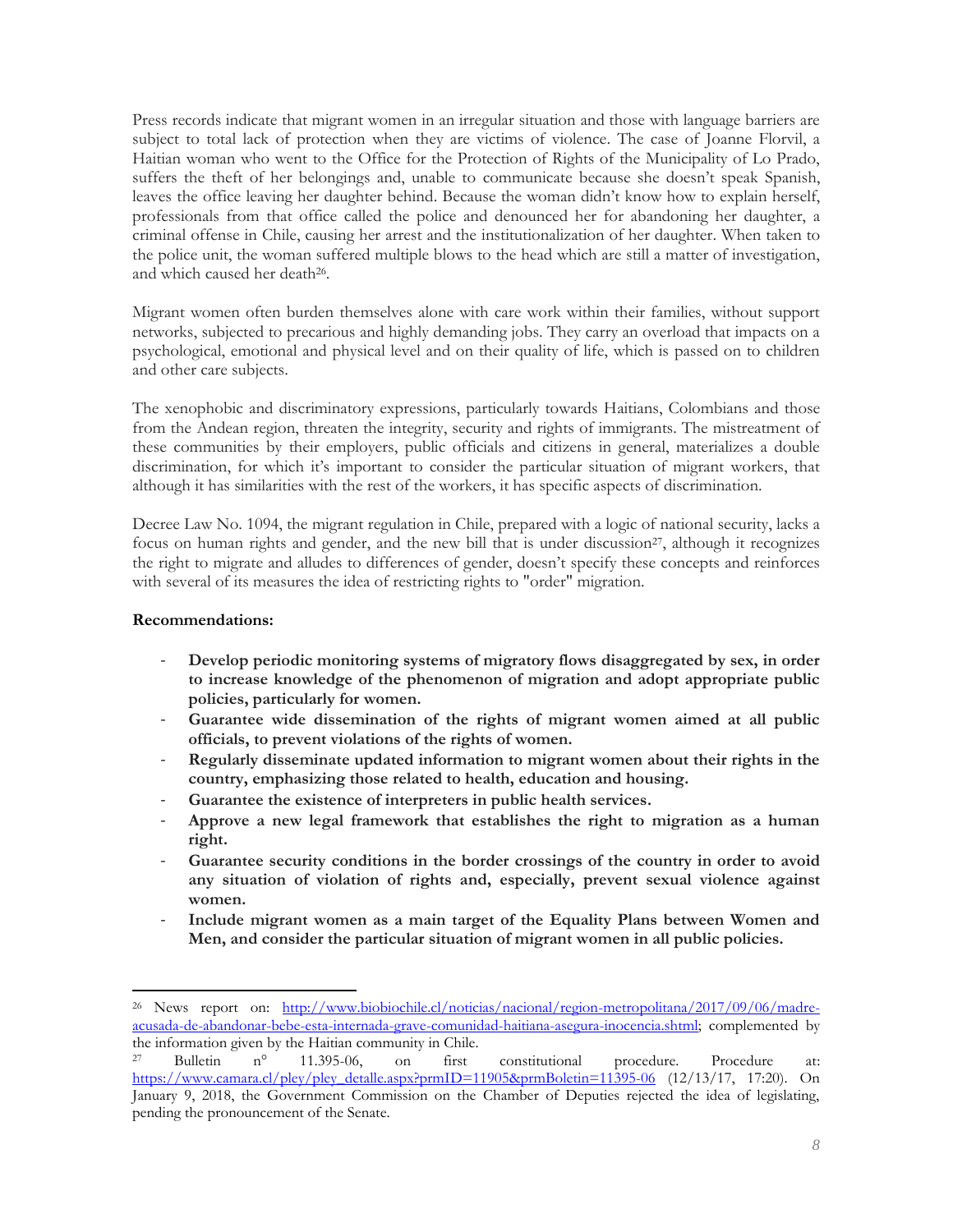Press records indicate that migrant women in an irregular situation and those with language barriers are subject to total lack of protection when they are victims of violence. The case of Joanne Florvil, a Haitian woman who went to the Office for the Protection of Rights of the Municipality of Lo Prado, suffers the theft of her belongings and, unable to communicate because she doesn't speak Spanish, leaves the office leaving her daughter behind. Because the woman didn't know how to explain herself, professionals from that office called the police and denounced her for abandoning her daughter, a criminal offense in Chile, causing her arrest and the institutionalization of her daughter. When taken to the police unit, the woman suffered multiple blows to the head which are still a matter of investigation, and which caused her death[26].

Migrant women often burden themselves alone with care work within their families, without support networks, subjected to precarious and highly demanding jobs. They carry an overload that impacts on a psychological, emotional and physical level and on their quality of life, which is passed on to children and other care subjects.

The xenophobic and discriminatory expressions, particularly towards Haitians, Colombians and those from the Andean region, threaten the integrity, security and rights of immigrants. The mistreatment of these communities by their employers, public officials and citizens in general, materializes a double discrimination, for which it's important to consider the particular situation of migrant workers, that although it has similarities with the rest of the workers, it has specific aspects of discrimination.

Decree Law No. 1094, the migrant regulation in Chile, prepared with a logic of national security, lacks a focus on human rights and gender, and the new bill that is under discussion[27], although it recognizes the right to migrate and alludes to differences of gender, doesn't specify these concepts and reinforces with several of its measures the idea of restricting rights to "order" migration.

**Recommendations:**

- **Develop periodic monitoring systems of migratory flows disaggregated by sex, in order to increase knowledge of the phenomenon of migration and adopt appropriate public policies, particularly for women.**
- **Guarantee wide dissemination of the rights of migrant women aimed at all public officials, to prevent violations of the rights of women.**
- **Regularly disseminate updated information to migrant women about their rights in the country, emphasizing those related to health, education and housing.**
- **Guarantee the existence of interpreters in public health services.**
- **Approve a new legal framework that establishes the right to migration as a human right.**
- **Guarantee security conditions in the border crossings of the country in order to avoid any situation of violation of rights and, especially, prevent sexual violence against women.**
- **Include migrant women as a main target of the Equality Plans between Women and Men, and consider the particular situation of migrant women in all public policies.**

---

[26] News report on: http://www.biobiochile.cl/noticias/nacional/region-metropolitana/2017/09/06/madre-acusada-de-abandonar-bebe-esta-internada-grave-comunidad-haitiana-asegura-inocencia.shtml; complemented by the information given by the Haitian community in Chile.

[27] Bulletin n° 11.395-06, on first constitutional procedure. Procedure at: https://www.camara.cl/pley/pley_detalle.aspx?prmID=11905&prmBoletin=11395-06 (12/13/17, 17:20). On January 9, 2018, the Government Commission on the Chamber of Deputies rejected the idea of legislating, pending the pronouncement of the Senate.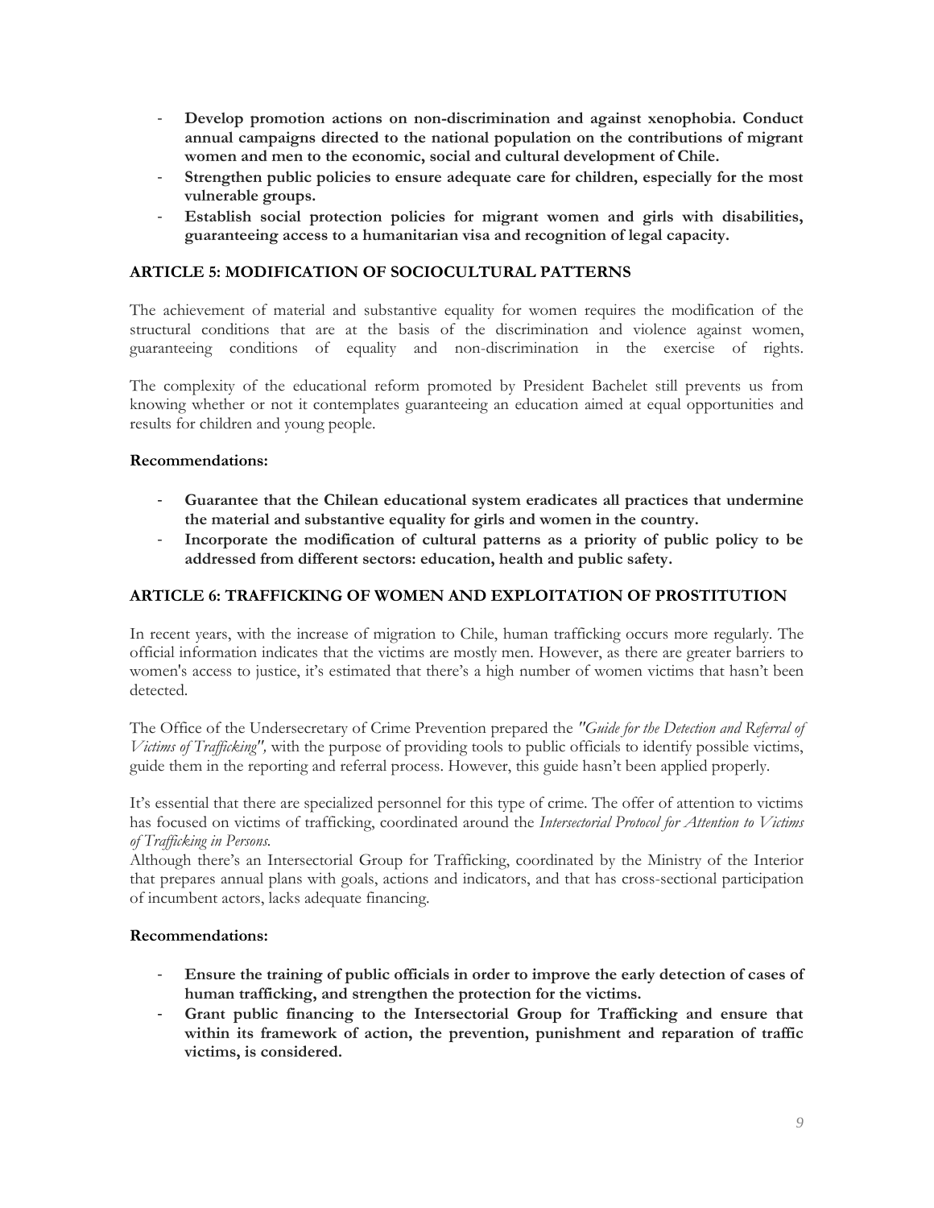- **Develop promotion actions on non-discrimination and against xenophobia. Conduct annual campaigns directed to the national population on the contributions of migrant women and men to the economic, social and cultural development of Chile.**
- **Strengthen public policies to ensure adequate care for children, especially for the most vulnerable groups.**
- **Establish social protection policies for migrant women and girls with disabilities, guaranteeing access to a humanitarian visa and recognition of legal capacity.**

## ARTICLE 5: MODIFICATION OF SOCIOCULTURAL PATTERNS

The achievement of material and substantive equality for women requires the modification of the structural conditions that are at the basis of the discrimination and violence against women, guaranteeing conditions of equality and non-discrimination in the exercise of rights.

The complexity of the educational reform promoted by President Bachelet still prevents us from knowing whether or not it contemplates guaranteeing an education aimed at equal opportunities and results for children and young people.

**Recommendations:**

- **Guarantee that the Chilean educational system eradicates all practices that undermine the material and substantive equality for girls and women in the country.**
- **Incorporate the modification of cultural patterns as a priority of public policy to be addressed from different sectors: education, health and public safety.**

## ARTICLE 6: TRAFFICKING OF WOMEN AND EXPLOITATION OF PROSTITUTION

In recent years, with the increase of migration to Chile, human trafficking occurs more regularly. The official information indicates that the victims are mostly men. However, as there are greater barriers to women's access to justice, it's estimated that there's a high number of women victims that hasn't been detected.

The Office of the Undersecretary of Crime Prevention prepared the *"Guide for the Detection and Referral of Victims of Trafficking",* with the purpose of providing tools to public officials to identify possible victims, guide them in the reporting and referral process. However, this guide hasn't been applied properly.

It's essential that there are specialized personnel for this type of crime. The offer of attention to victims has focused on victims of trafficking, coordinated around the *Intersectorial Protocol for Attention to Victims of Trafficking in Persons.*
Although there's an Intersectorial Group for Trafficking, coordinated by the Ministry of the Interior that prepares annual plans with goals, actions and indicators, and that has cross-sectional participation of incumbent actors, lacks adequate financing.

**Recommendations:**

- **Ensure the training of public officials in order to improve the early detection of cases of human trafficking, and strengthen the protection for the victims.**
- **Grant public financing to the Intersectorial Group for Trafficking and ensure that within its framework of action, the prevention, punishment and reparation of traffic victims, is considered.**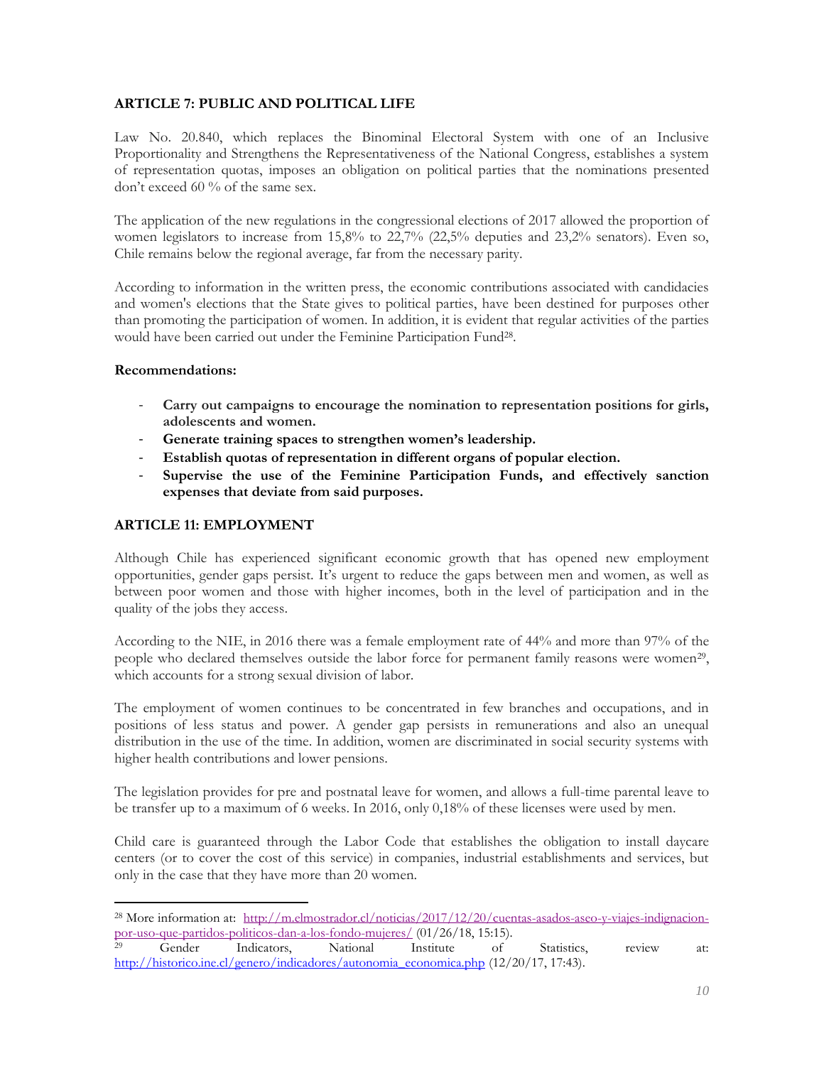### ARTICLE 7: PUBLIC AND POLITICAL LIFE

Law No. 20.840, which replaces the Binominal Electoral System with one of an Inclusive Proportionality and Strengthens the Representativeness of the National Congress, establishes a system of representation quotas, imposes an obligation on political parties that the nominations presented don't exceed 60 % of the same sex.

The application of the new regulations in the congressional elections of 2017 allowed the proportion of women legislators to increase from 15,8% to 22,7% (22,5% deputies and 23,2% senators). Even so, Chile remains below the regional average, far from the necessary parity.

According to information in the written press, the economic contributions associated with candidacies and women's elections that the State gives to political parties, have been destined for purposes other than promoting the participation of women. In addition, it is evident that regular activities of the parties would have been carried out under the Feminine Participation Fund[28].

**Recommendations:**

- **Carry out campaigns to encourage the nomination to representation positions for girls, adolescents and women.**
- **Generate training spaces to strengthen women's leadership.**
- **Establish quotas of representation in different organs of popular election.**
- **Supervise the use of the Feminine Participation Funds, and effectively sanction expenses that deviate from said purposes.**

### ARTICLE 11: EMPLOYMENT

Although Chile has experienced significant economic growth that has opened new employment opportunities, gender gaps persist. It's urgent to reduce the gaps between men and women, as well as between poor women and those with higher incomes, both in the level of participation and in the quality of the jobs they access.

According to the NIE, in 2016 there was a female employment rate of 44% and more than 97% of the people who declared themselves outside the labor force for permanent family reasons were women[29], which accounts for a strong sexual division of labor.

The employment of women continues to be concentrated in few branches and occupations, and in positions of less status and power. A gender gap persists in remunerations and also an unequal distribution in the use of the time. In addition, women are discriminated in social security systems with higher health contributions and lower pensions.

The legislation provides for pre and postnatal leave for women, and allows a full-time parental leave to be transfer up to a maximum of 6 weeks. In 2016, only 0,18% of these licenses were used by men.

Child care is guaranteed through the Labor Code that establishes the obligation to install daycare centers (or to cover the cost of this service) in companies, industrial establishments and services, but only in the case that they have more than 20 women.

---

[28] More information at: http://m.elmostrador.cl/noticias/2017/12/20/cuentas-asados-aseo-y-viajes-indignacion-por-uso-que-partidos-politicos-dan-a-los-fondo-mujeres/ (01/26/18, 15:15).

[29] Gender Indicators, National Institute of Statistics, review at: http://historico.ine.cl/genero/indicadores/autonomia_economica.php (12/20/17, 17:43).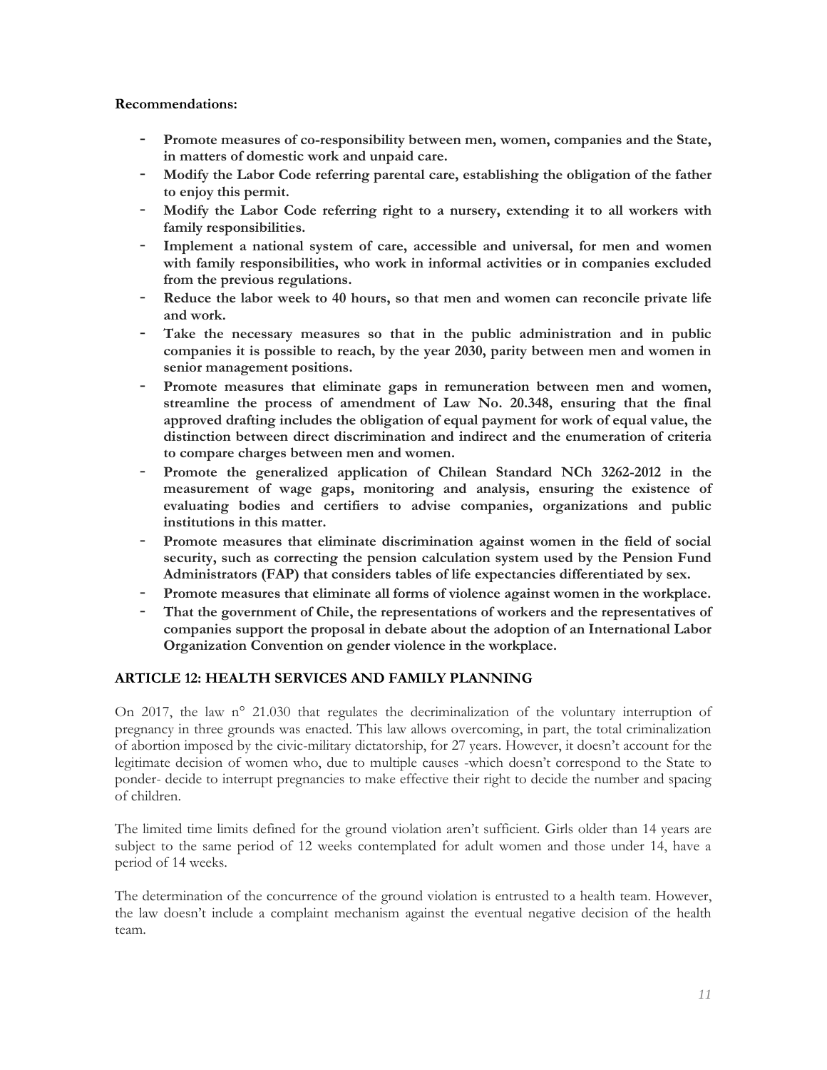**Recommendations:**

- **Promote measures of co-responsibility between men, women, companies and the State, in matters of domestic work and unpaid care.**
- **Modify the Labor Code referring parental care, establishing the obligation of the father to enjoy this permit.**
- **Modify the Labor Code referring right to a nursery, extending it to all workers with family responsibilities.**
- **Implement a national system of care, accessible and universal, for men and women with family responsibilities, who work in informal activities or in companies excluded from the previous regulations.**
- **Reduce the labor week to 40 hours, so that men and women can reconcile private life and work.**
- **Take the necessary measures so that in the public administration and in public companies it is possible to reach, by the year 2030, parity between men and women in senior management positions.**
- **Promote measures that eliminate gaps in remuneration between men and women, streamline the process of amendment of Law No. 20.348, ensuring that the final approved drafting includes the obligation of equal payment for work of equal value, the distinction between direct discrimination and indirect and the enumeration of criteria to compare charges between men and women.**
- **Promote the generalized application of Chilean Standard NCh 3262-2012 in the measurement of wage gaps, monitoring and analysis, ensuring the existence of evaluating bodies and certifiers to advise companies, organizations and public institutions in this matter.**
- **Promote measures that eliminate discrimination against women in the field of social security, such as correcting the pension calculation system used by the Pension Fund Administrators (FAP) that considers tables of life expectancies differentiated by sex.**
- **Promote measures that eliminate all forms of violence against women in the workplace.**
- **That the government of Chile, the representations of workers and the representatives of companies support the proposal in debate about the adoption of an International Labor Organization Convention on gender violence in the workplace.**

## ARTICLE 12: HEALTH SERVICES AND FAMILY PLANNING

On 2017, the law n° 21.030 that regulates the decriminalization of the voluntary interruption of pregnancy in three grounds was enacted. This law allows overcoming, in part, the total criminalization of abortion imposed by the civic-military dictatorship, for 27 years. However, it doesn't account for the legitimate decision of women who, due to multiple causes -which doesn't correspond to the State to ponder- decide to interrupt pregnancies to make effective their right to decide the number and spacing of children.

The limited time limits defined for the ground violation aren't sufficient. Girls older than 14 years are subject to the same period of 12 weeks contemplated for adult women and those under 14, have a period of 14 weeks.

The determination of the concurrence of the ground violation is entrusted to a health team. However, the law doesn't include a complaint mechanism against the eventual negative decision of the health team.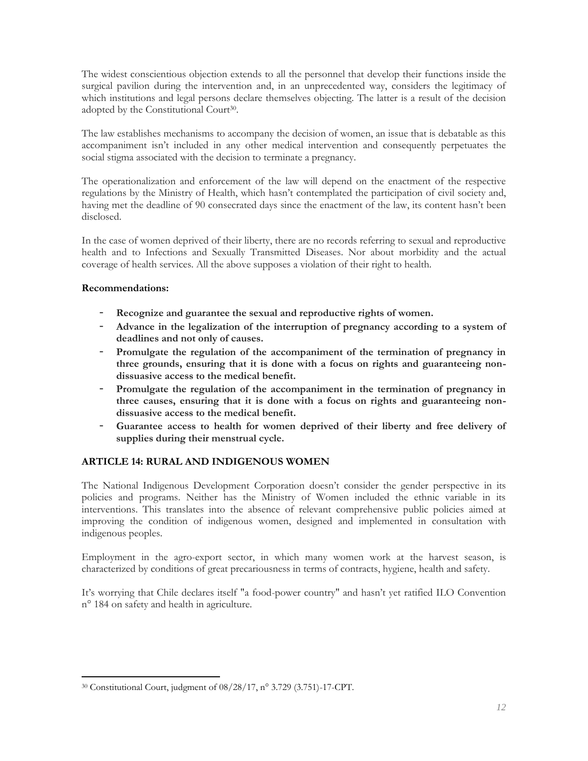The widest conscientious objection extends to all the personnel that develop their functions inside the surgical pavilion during the intervention and, in an unprecedented way, considers the legitimacy of which institutions and legal persons declare themselves objecting. The latter is a result of the decision adopted by the Constitutional Court[30].

The law establishes mechanisms to accompany the decision of women, an issue that is debatable as this accompaniment isn't included in any other medical intervention and consequently perpetuates the social stigma associated with the decision to terminate a pregnancy.

The operationalization and enforcement of the law will depend on the enactment of the respective regulations by the Ministry of Health, which hasn't contemplated the participation of civil society and, having met the deadline of 90 consecrated days since the enactment of the law, its content hasn't been disclosed.

In the case of women deprived of their liberty, there are no records referring to sexual and reproductive health and to Infections and Sexually Transmitted Diseases. Nor about morbidity and the actual coverage of health services. All the above supposes a violation of their right to health.

**Recommendations:**

- **Recognize and guarantee the sexual and reproductive rights of women.**
- **Advance in the legalization of the interruption of pregnancy according to a system of deadlines and not only of causes.**
- **Promulgate the regulation of the accompaniment of the termination of pregnancy in three grounds, ensuring that it is done with a focus on rights and guaranteeing non-dissuasive access to the medical benefit.**
- **Promulgate the regulation of the accompaniment in the termination of pregnancy in three causes, ensuring that it is done with a focus on rights and guaranteeing non-dissuasive access to the medical benefit.**
- **Guarantee access to health for women deprived of their liberty and free delivery of supplies during their menstrual cycle.**

## ARTICLE 14: RURAL AND INDIGENOUS WOMEN

The National Indigenous Development Corporation doesn't consider the gender perspective in its policies and programs. Neither has the Ministry of Women included the ethnic variable in its interventions. This translates into the absence of relevant comprehensive public policies aimed at improving the condition of indigenous women, designed and implemented in consultation with indigenous peoples.

Employment in the agro-export sector, in which many women work at the harvest season, is characterized by conditions of great precariousness in terms of contracts, hygiene, health and safety.

It's worrying that Chile declares itself "a food-power country" and hasn't yet ratified ILO Convention n° 184 on safety and health in agriculture.

---

[30] Constitutional Court, judgment of 08/28/17, n° 3.729 (3.751)-17-CPT.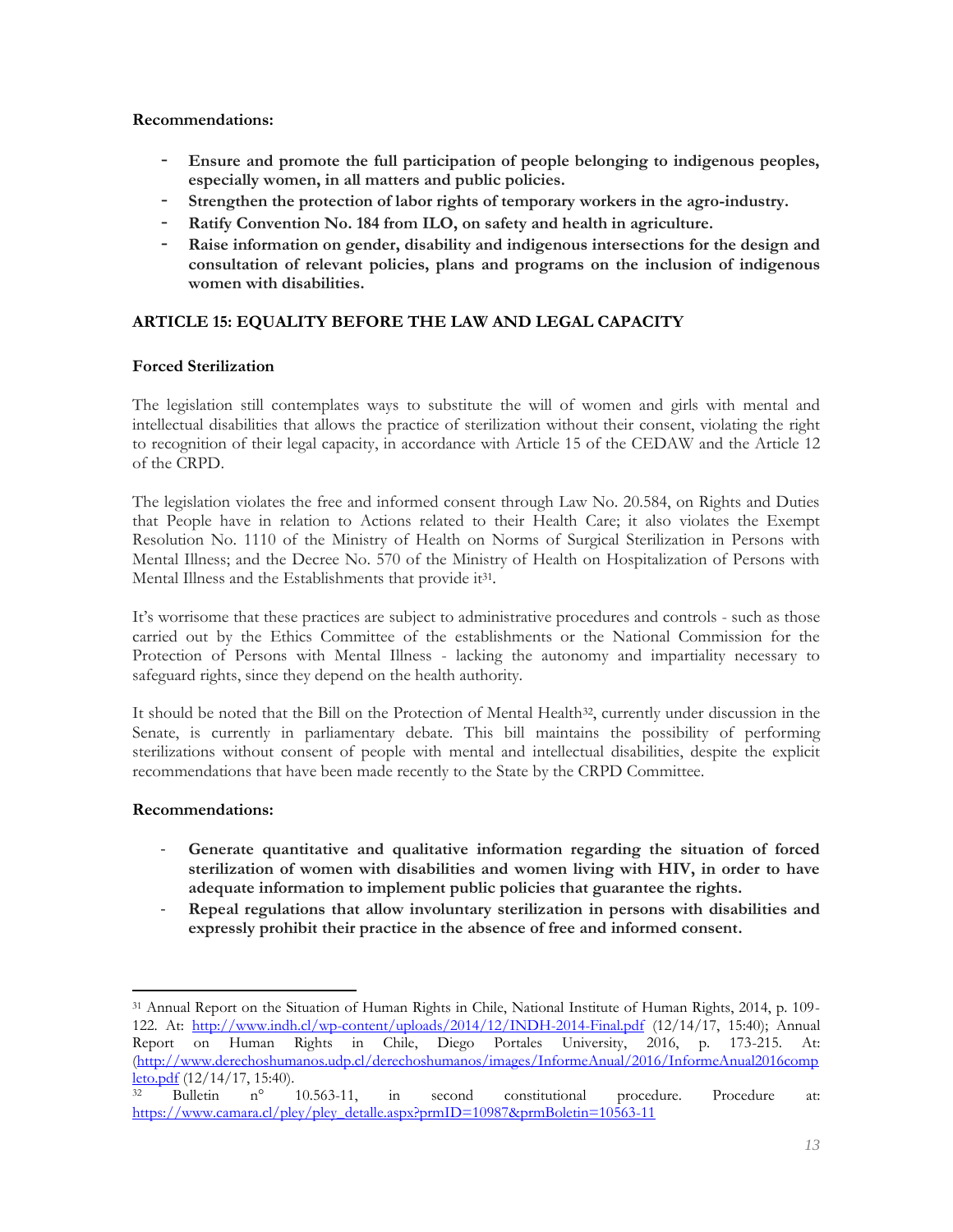**Recommendations:**

- **Ensure and promote the full participation of people belonging to indigenous peoples, especially women, in all matters and public policies.**
- **Strengthen the protection of labor rights of temporary workers in the agro-industry.**
- **Ratify Convention No. 184 from ILO, on safety and health in agriculture.**
- **Raise information on gender, disability and indigenous intersections for the design and consultation of relevant policies, plans and programs on the inclusion of indigenous women with disabilities.**

## ARTICLE 15: EQUALITY BEFORE THE LAW AND LEGAL CAPACITY

### Forced Sterilization

The legislation still contemplates ways to substitute the will of women and girls with mental and intellectual disabilities that allows the practice of sterilization without their consent, violating the right to recognition of their legal capacity, in accordance with Article 15 of the CEDAW and the Article 12 of the CRPD.

The legislation violates the free and informed consent through Law No. 20.584, on Rights and Duties that People have in relation to Actions related to their Health Care; it also violates the Exempt Resolution No. 1110 of the Ministry of Health on Norms of Surgical Sterilization in Persons with Mental Illness; and the Decree No. 570 of the Ministry of Health on Hospitalization of Persons with Mental Illness and the Establishments that provide it[31].

It's worrisome that these practices are subject to administrative procedures and controls - such as those carried out by the Ethics Committee of the establishments or the National Commission for the Protection of Persons with Mental Illness - lacking the autonomy and impartiality necessary to safeguard rights, since they depend on the health authority.

It should be noted that the Bill on the Protection of Mental Health[32], currently under discussion in the Senate, is currently in parliamentary debate. This bill maintains the possibility of performing sterilizations without consent of people with mental and intellectual disabilities, despite the explicit recommendations that have been made recently to the State by the CRPD Committee.

**Recommendations:**

- **Generate quantitative and qualitative information regarding the situation of forced sterilization of women with disabilities and women living with HIV, in order to have adequate information to implement public policies that guarantee the rights.**
- **Repeal regulations that allow involuntary sterilization in persons with disabilities and expressly prohibit their practice in the absence of free and informed consent.**

---

[31] Annual Report on the Situation of Human Rights in Chile, National Institute of Human Rights, 2014, p. 109-122. At: http://www.indh.cl/wp-content/uploads/2014/12/INDH-2014-Final.pdf (12/14/17, 15:40); Annual Report on Human Rights in Chile, Diego Portales University, 2016, p. 173-215. At: (http://www.derechoshumanos.udp.cl/derechoshumanos/images/InformeAnual/2016/InformeAnual2016completo.pdf (12/14/17, 15:40).

[32] Bulletin n° 10.563-11, in second constitutional procedure. Procedure at: https://www.camara.cl/pley/pley_detalle.aspx?prmID=10987&prmBoletin=10563-11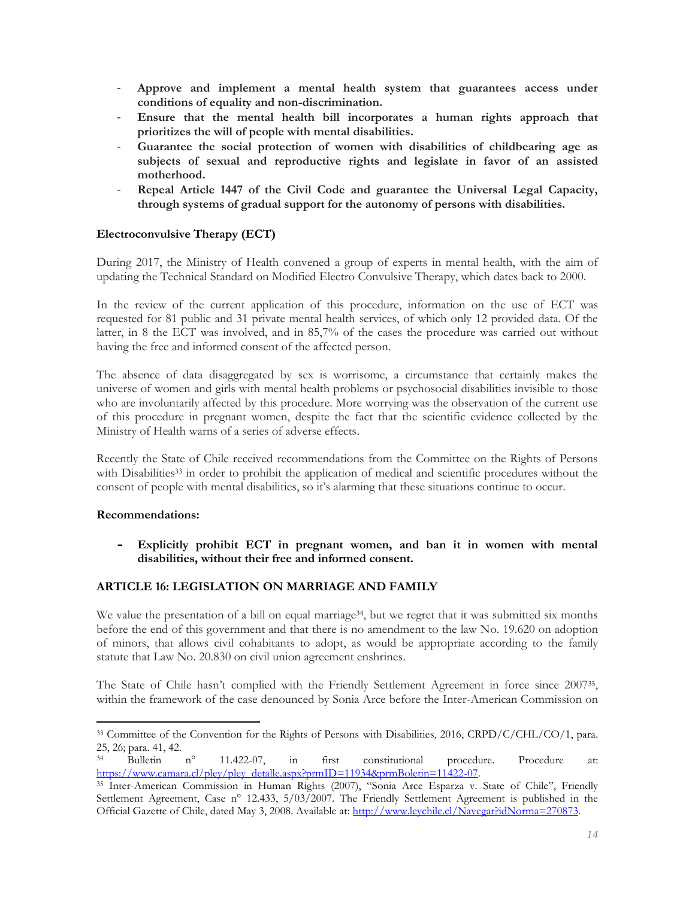- **Approve and implement a mental health system that guarantees access under conditions of equality and non-discrimination.**
- **Ensure that the mental health bill incorporates a human rights approach that prioritizes the will of people with mental disabilities.**
- **Guarantee the social protection of women with disabilities of childbearing age as subjects of sexual and reproductive rights and legislate in favor of an assisted motherhood.**
- **Repeal Article 1447 of the Civil Code and guarantee the Universal Legal Capacity, through systems of gradual support for the autonomy of persons with disabilities.**

**Electroconvulsive Therapy (ECT)**

During 2017, the Ministry of Health convened a group of experts in mental health, with the aim of updating the Technical Standard on Modified Electro Convulsive Therapy, which dates back to 2000.

In the review of the current application of this procedure, information on the use of ECT was requested for 81 public and 31 private mental health services, of which only 12 provided data. Of the latter, in 8 the ECT was involved, and in 85,7% of the cases the procedure was carried out without having the free and informed consent of the affected person.

The absence of data disaggregated by sex is worrisome, a circumstance that certainly makes the universe of women and girls with mental health problems or psychosocial disabilities invisible to those who are involuntarily affected by this procedure. More worrying was the observation of the current use of this procedure in pregnant women, despite the fact that the scientific evidence collected by the Ministry of Health warns of a series of adverse effects.

Recently the State of Chile received recommendations from the Committee on the Rights of Persons with Disabilities[33] in order to prohibit the application of medical and scientific procedures without the consent of people with mental disabilities, so it's alarming that these situations continue to occur.

**Recommendations:**

- **Explicitly prohibit ECT in pregnant women, and ban it in women with mental disabilities, without their free and informed consent.**

**ARTICLE 16: LEGISLATION ON MARRIAGE AND FAMILY**

We value the presentation of a bill on equal marriage[34], but we regret that it was submitted six months before the end of this government and that there is no amendment to the law No. 19.620 on adoption of minors, that allows civil cohabitants to adopt, as would be appropriate according to the family statute that Law No. 20.830 on civil union agreement enshrines.

The State of Chile hasn't complied with the Friendly Settlement Agreement in force since 2007[35], within the framework of the case denounced by Sonia Arce before the Inter-American Commission on

---

[33] Committee of the Convention for the Rights of Persons with Disabilities, 2016, CRPD/C/CHL/CO/1, para. 25, 26; para. 41, 42.

[34] Bulletin n° 11.422-07, in first constitutional procedure. Procedure at: https://www.camara.cl/pley/pley_detalle.aspx?prmID=11934&prmBoletin=11422-07.

[35] Inter-American Commission in Human Rights (2007), "Sonia Arce Esparza v. State of Chile", Friendly Settlement Agreement, Case n° 12.433, 5/03/2007. The Friendly Settlement Agreement is published in the Official Gazette of Chile, dated May 3, 2008. Available at: http://www.leychile.cl/Navegar?idNorma=270873.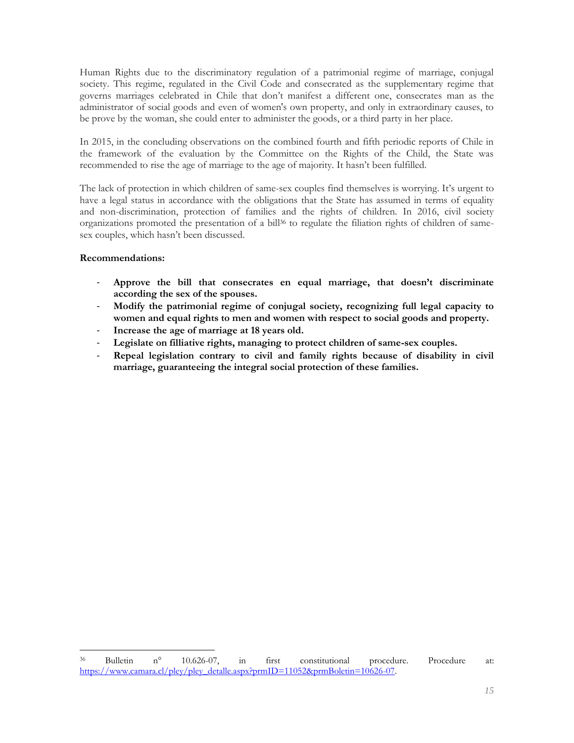Human Rights due to the discriminatory regulation of a patrimonial regime of marriage, conjugal society. This regime, regulated in the Civil Code and consecrated as the supplementary regime that governs marriages celebrated in Chile that don't manifest a different one, consecrates man as the administrator of social goods and even of women's own property, and only in extraordinary causes, to be prove by the woman, she could enter to administer the goods, or a third party in her place.

In 2015, in the concluding observations on the combined fourth and fifth periodic reports of Chile in the framework of the evaluation by the Committee on the Rights of the Child, the State was recommended to rise the age of marriage to the age of majority. It hasn't been fulfilled.

The lack of protection in which children of same-sex couples find themselves is worrying. It's urgent to have a legal status in accordance with the obligations that the State has assumed in terms of equality and non-discrimination, protection of families and the rights of children. In 2016, civil society organizations promoted the presentation of a bill[36] to regulate the filiation rights of children of same-sex couples, which hasn't been discussed.

**Recommendations:**

- **Approve the bill that consecrates en equal marriage, that doesn't discriminate according the sex of the spouses.**
- **Modify the patrimonial regime of conjugal society, recognizing full legal capacity to women and equal rights to men and women with respect to social goods and property.**
- **Increase the age of marriage at 18 years old.**
- **Legislate on filliative rights, managing to protect children of same-sex couples.**
- **Repeal legislation contrary to civil and family rights because of disability in civil marriage, guaranteeing the integral social protection of these families.**

[36] Bulletin n° 10.626-07, in first constitutional procedure. Procedure at: https://www.camara.cl/pley/pley_detalle.aspx?prmID=11052&prmBoletin=10626-07.